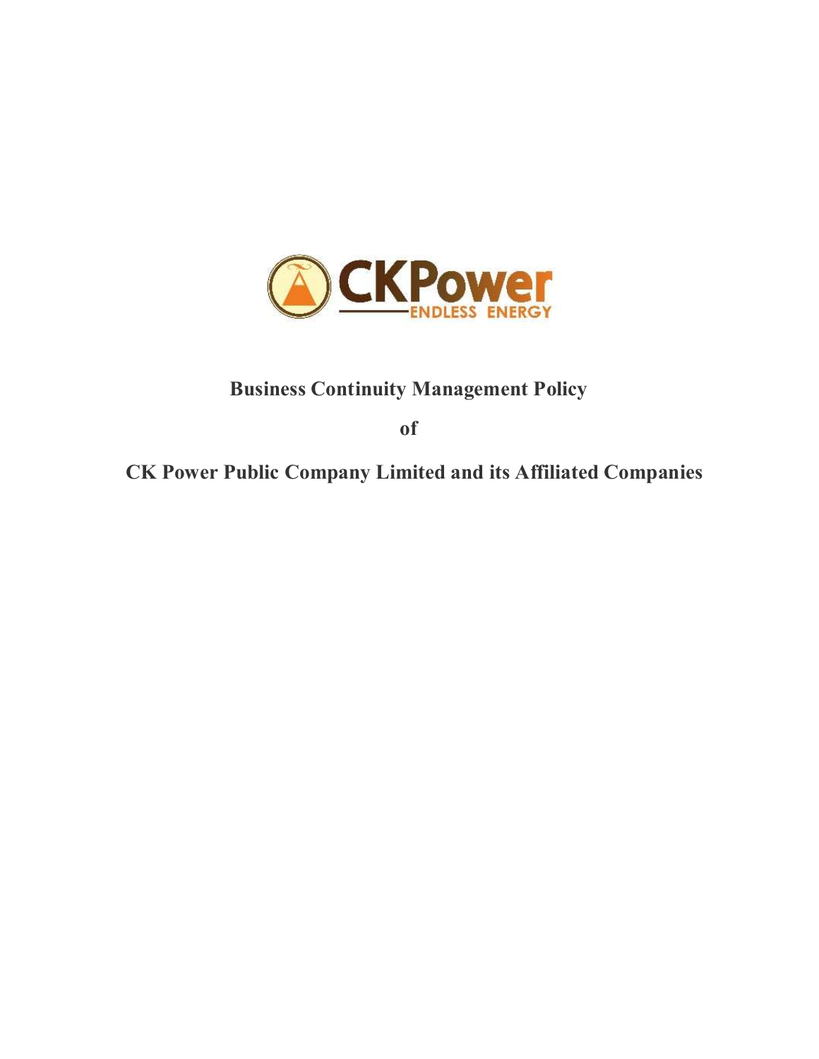# Business Continuity Management Policy

# of

# CK Power Public Company Limited and its Affiliated Companies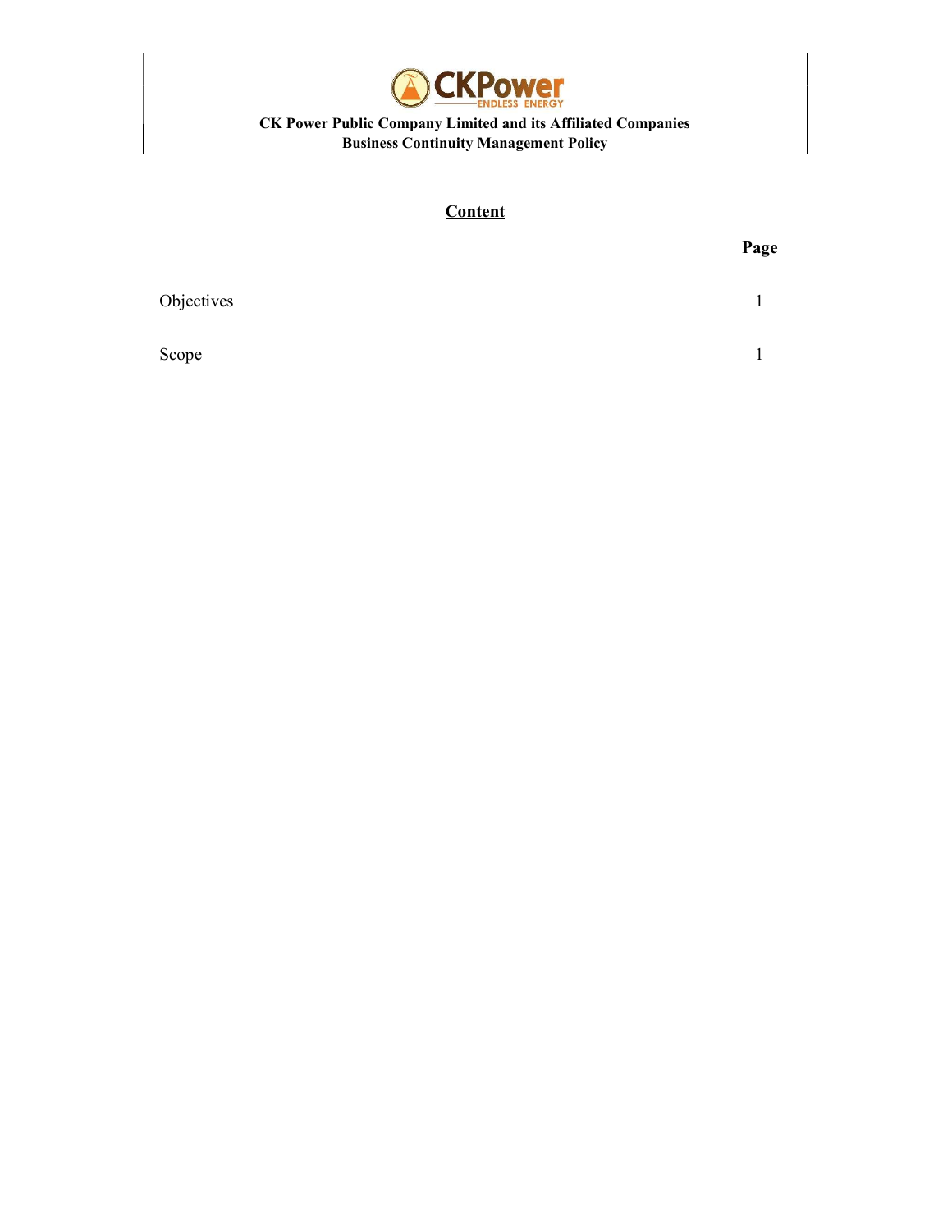**CK Power Public Company Limited and its Affiliated Companies**
**Business Continuity Management Policy**

## Content

| | Page |
|---|---|
| Objectives | 1 |
| Scope | 1 |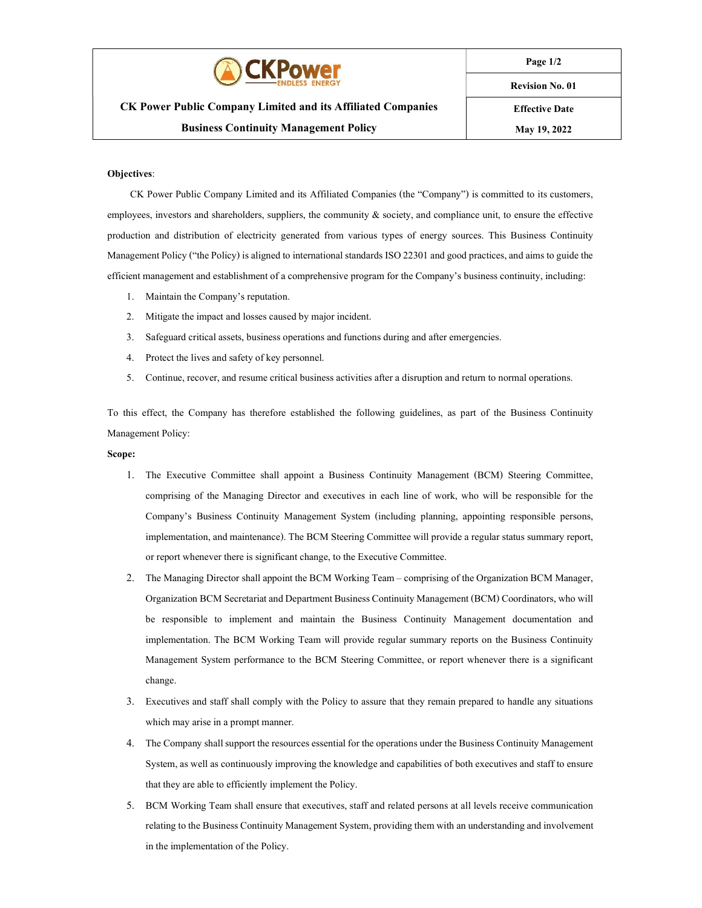| CKPower ENDLESS ENERGY | Page 1/2 |
|---|---|
| | Revision No. 01 |
| **CK Power Public Company Limited and its Affiliated Companies** | **Effective Date** |
| **Business Continuity Management Policy** | **May 19, 2022** |

**Objectives**:

CK Power Public Company Limited and its Affiliated Companies (the "Company") is committed to its customers, employees, investors and shareholders, suppliers, the community & society, and compliance unit, to ensure the effective production and distribution of electricity generated from various types of energy sources. This Business Continuity Management Policy ("the Policy) is aligned to international standards ISO 22301 and good practices, and aims to guide the efficient management and establishment of a comprehensive program for the Company's business continuity, including:

1. Maintain the Company's reputation.
2. Mitigate the impact and losses caused by major incident.
3. Safeguard critical assets, business operations and functions during and after emergencies.
4. Protect the lives and safety of key personnel.
5. Continue, recover, and resume critical business activities after a disruption and return to normal operations.

To this effect, the Company has therefore established the following guidelines, as part of the Business Continuity Management Policy:

**Scope:**

1. The Executive Committee shall appoint a Business Continuity Management (BCM) Steering Committee, comprising of the Managing Director and executives in each line of work, who will be responsible for the Company's Business Continuity Management System (including planning, appointing responsible persons, implementation, and maintenance). The BCM Steering Committee will provide a regular status summary report, or report whenever there is significant change, to the Executive Committee.
2. The Managing Director shall appoint the BCM Working Team – comprising of the Organization BCM Manager, Organization BCM Secretariat and Department Business Continuity Management (BCM) Coordinators, who will be responsible to implement and maintain the Business Continuity Management documentation and implementation. The BCM Working Team will provide regular summary reports on the Business Continuity Management System performance to the BCM Steering Committee, or report whenever there is a significant change.
3. Executives and staff shall comply with the Policy to assure that they remain prepared to handle any situations which may arise in a prompt manner.
4. The Company shall support the resources essential for the operations under the Business Continuity Management System, as well as continuously improving the knowledge and capabilities of both executives and staff to ensure that they are able to efficiently implement the Policy.
5. BCM Working Team shall ensure that executives, staff and related persons at all levels receive communication relating to the Business Continuity Management System, providing them with an understanding and involvement in the implementation of the Policy.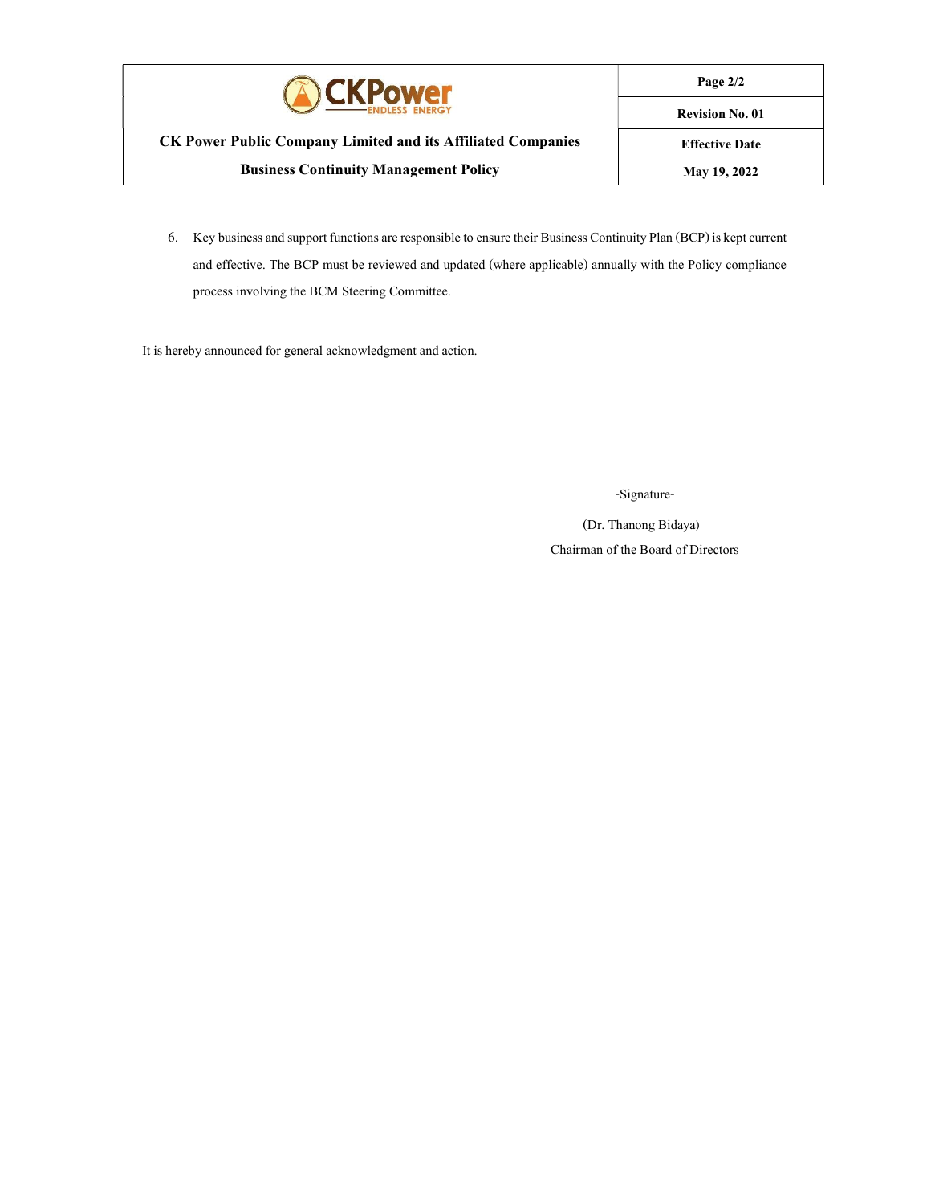6. Key business and support functions are responsible to ensure their Business Continuity Plan (BCP) is kept current and effective. The BCP must be reviewed and updated (where applicable) annually with the Policy compliance process involving the BCM Steering Committee.

It is hereby announced for general acknowledgment and action.

-Signature-

(Dr. Thanong Bidaya)

Chairman of the Board of Directors